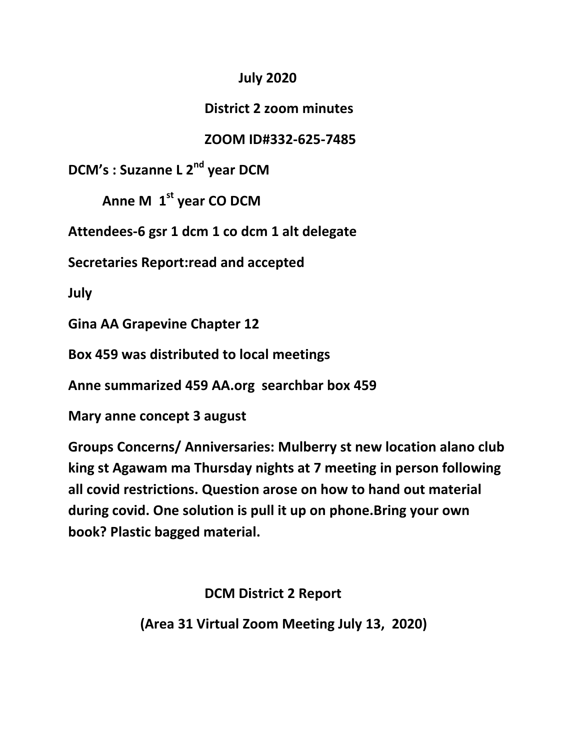**July 2020**

**District 2 zoom minutes**

**ZOOM ID#332-625-7485**

**DCM's : Suzanne L 2nd year DCM**

**Anne M 1st year CO DCM**

**Attendees-6 gsr 1 dcm 1 co dcm 1 alt delegate**

**Secretaries Report:read and accepted**

**July**

**Gina AA Grapevine Chapter 12**

**Box 459 was distributed to local meetings**

**Anne summarized 459 AA.org searchbar box 459**

**Mary anne concept 3 august**

**Groups Concerns/ Anniversaries: Mulberry st new location alano club king st Agawam ma Thursday nights at 7 meeting in person following all covid restrictions. Question arose on how to hand out material during covid. One solution is pull it up on phone.Bring your own book? Plastic bagged material.**

**DCM District 2 Report**

**(Area 31 Virtual Zoom Meeting July 13, 2020)**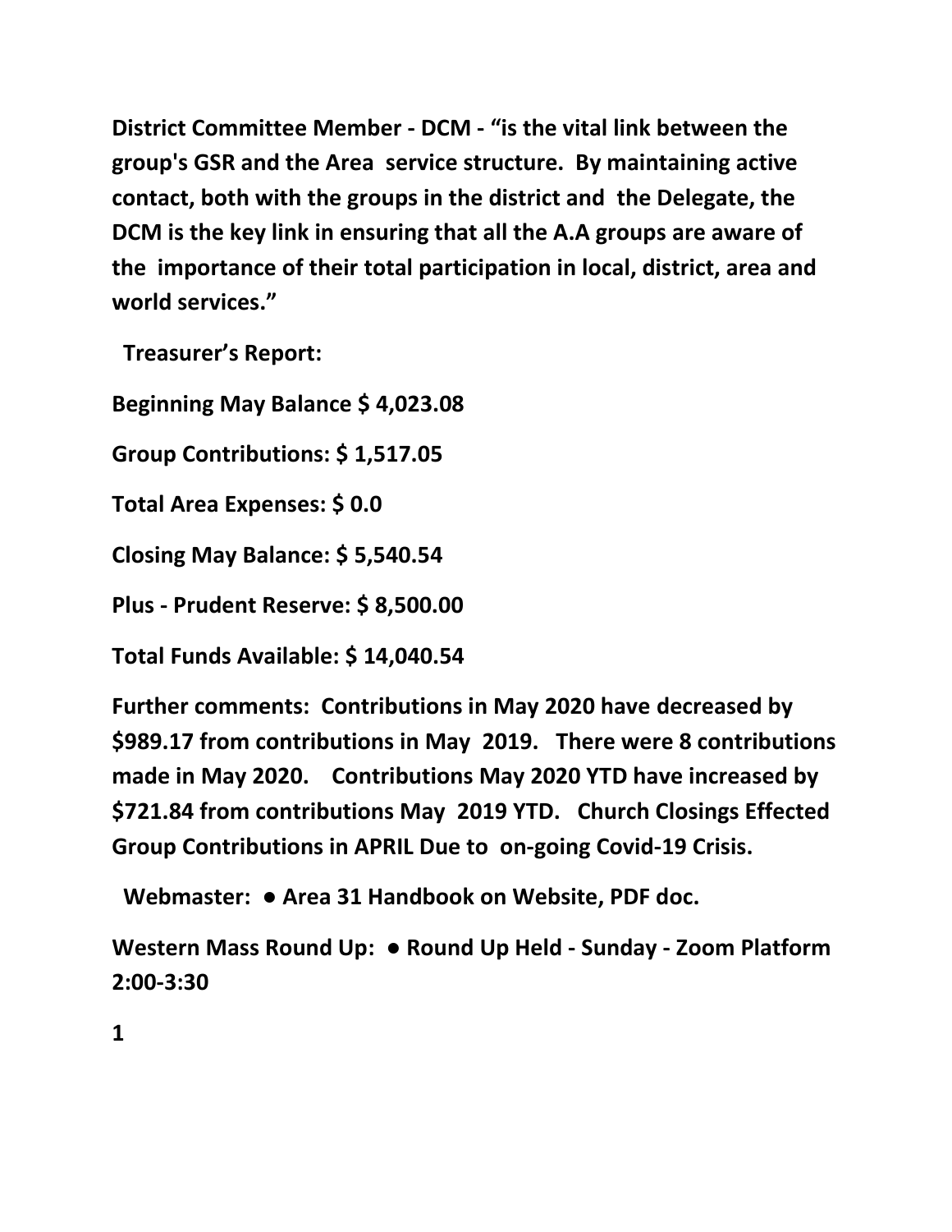**District Committee Member - DCM - "is the vital link between the group's GSR and the Area service structure. By maintaining active contact, both with the groups in the district and the Delegate, the DCM is the key link in ensuring that all the A.A groups are aware of the importance of their total participation in local, district, area and world services."**

**Treasurer's Report:**

**Beginning May Balance $ 4,023.08**

**Group Contributions: $ 1,517.05**

**Total Area Expenses: $ 0.0**

**Closing May Balance: $ 5,540.54**

**Plus - Prudent Reserve: $ 8,500.00**

**Total Funds Available: $ 14,040.54**

**Further comments: Contributions in May 2020 have decreased by $989.17 from contributions in May 2019. There were 8 contributions made in May 2020. Contributions May 2020 YTD have increased by $721.84 from contributions May 2019 YTD. Church Closings Effected Group Contributions in APRIL Due to on-going Covid-19 Crisis.**

**Webmaster: ● Area 31 Handbook on Website, PDF doc.**

**Western Mass Round Up: ● Round Up Held - Sunday - Zoom Platform 2:00-3:30**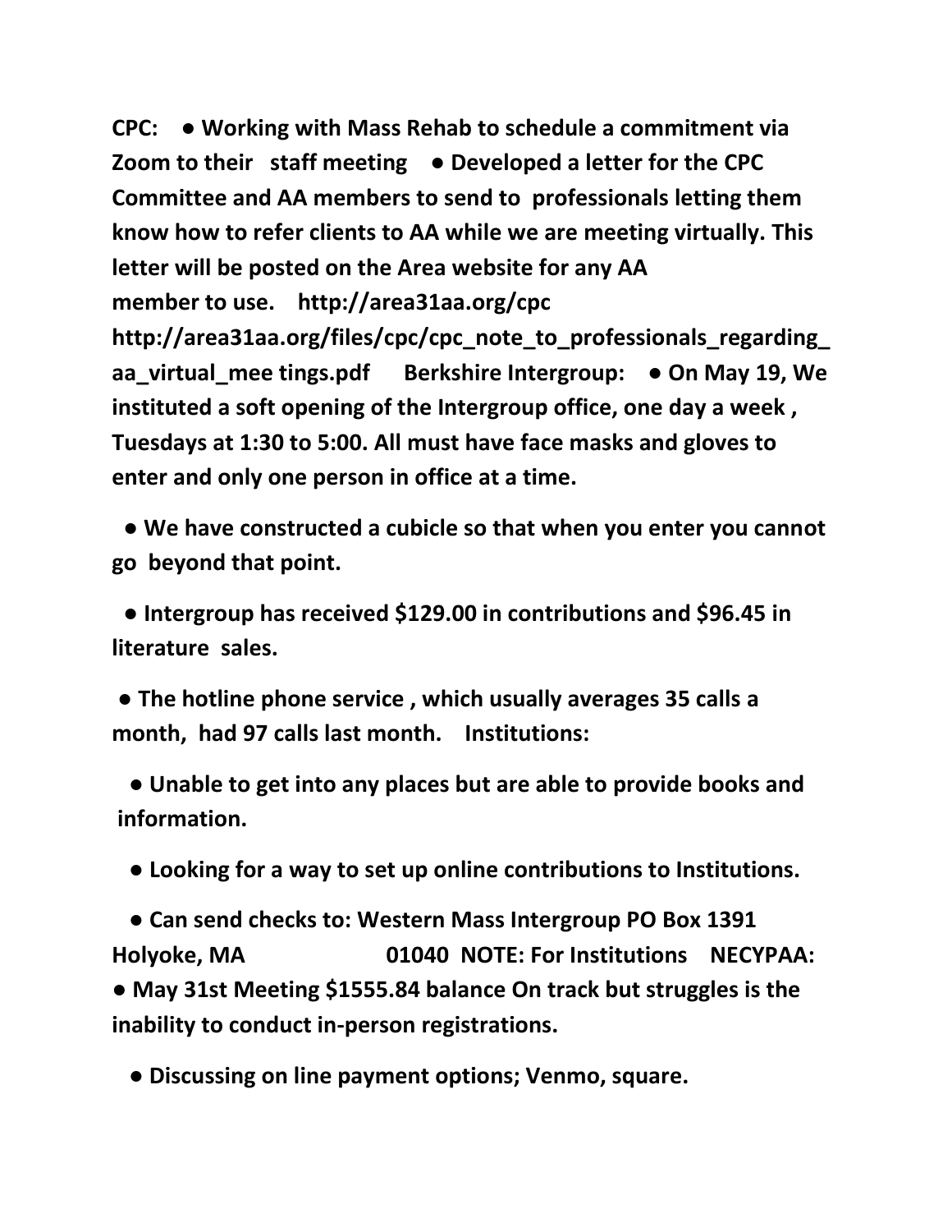**CPC: ● Working with Mass Rehab to schedule a commitment via Zoom to their staff meeting ● Developed a letter for the CPC Committee and AA members to send to professionals letting them know how to refer clients to AA while we are meeting virtually. This letter will be posted on the Area website for any AA member to use. http://area31aa.org/cpc http://area31aa.org/files/cpc/cpc_note_to_professionals_regarding_aa_virtual_mee tings.pdf Berkshire Intergroup: ● On May 19, We instituted a soft opening of the Intergroup office, one day a week , Tuesdays at 1:30 to 5:00. All must have face masks and gloves to enter and only one person in office at a time.**

**● We have constructed a cubicle so that when you enter you cannot go beyond that point.**

**● Intergroup has received $129.00 in contributions and $96.45 in literature sales.**

**● The hotline phone service , which usually averages 35 calls a month, had 97 calls last month. Institutions:**

**● Unable to get into any places but are able to provide books and information.**

**● Looking for a way to set up online contributions to Institutions.**

**● Can send checks to: Western Mass Intergroup PO Box 1391 Holyoke, MA 01040 NOTE: For Institutions NECYPAA: ● May 31st Meeting $1555.84 balance On track but struggles is the inability to conduct in-person registrations.**

**● Discussing on line payment options; Venmo, square.**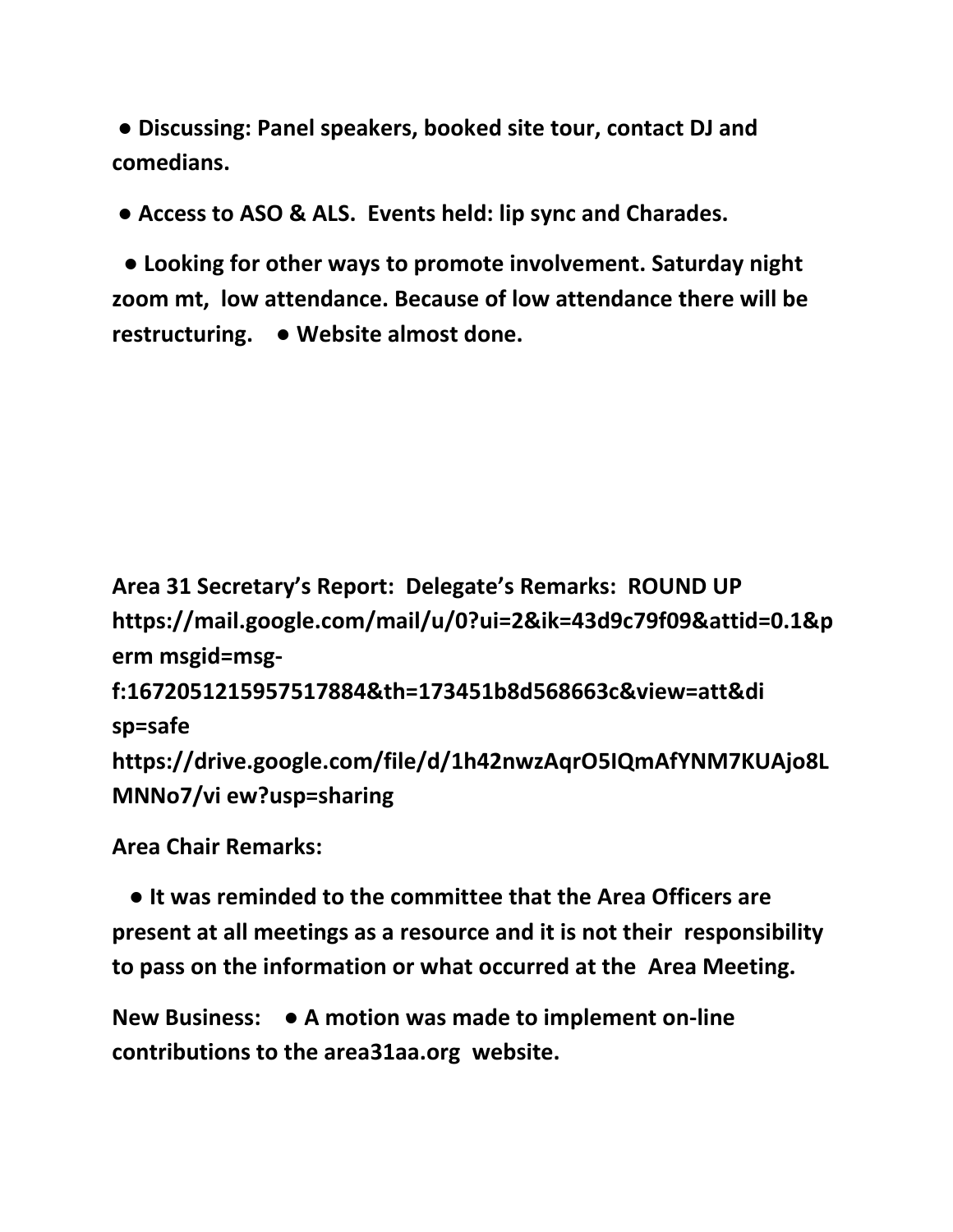**● Discussing: Panel speakers, booked site tour, contact DJ and comedians.**

**● Access to ASO & ALS. Events held: lip sync and Charades.**

**● Looking for other ways to promote involvement. Saturday night zoom mt, low attendance. Because of low attendance there will be restructuring. ● Website almost done.**

**Area 31 Secretary's Report: Delegate's Remarks: ROUND UP https://mail.google.com/mail/u/0?ui=2&ik=43d9c79f09&attid=0.1&perm msgid=msg-f:1672051215957517884&th=173451b8d568663c&view=att&disp=safe https://drive.google.com/file/d/1h42nwzAqrO5IQmAfYNM7KUAjo8LMNNo7/vi ew?usp=sharing**

**Area Chair Remarks:**

**● It was reminded to the committee that the Area Officers are present at all meetings as a resource and it is not their responsibility to pass on the information or what occurred at the Area Meeting.**

**New Business: ● A motion was made to implement on-line contributions to the area31aa.org website.**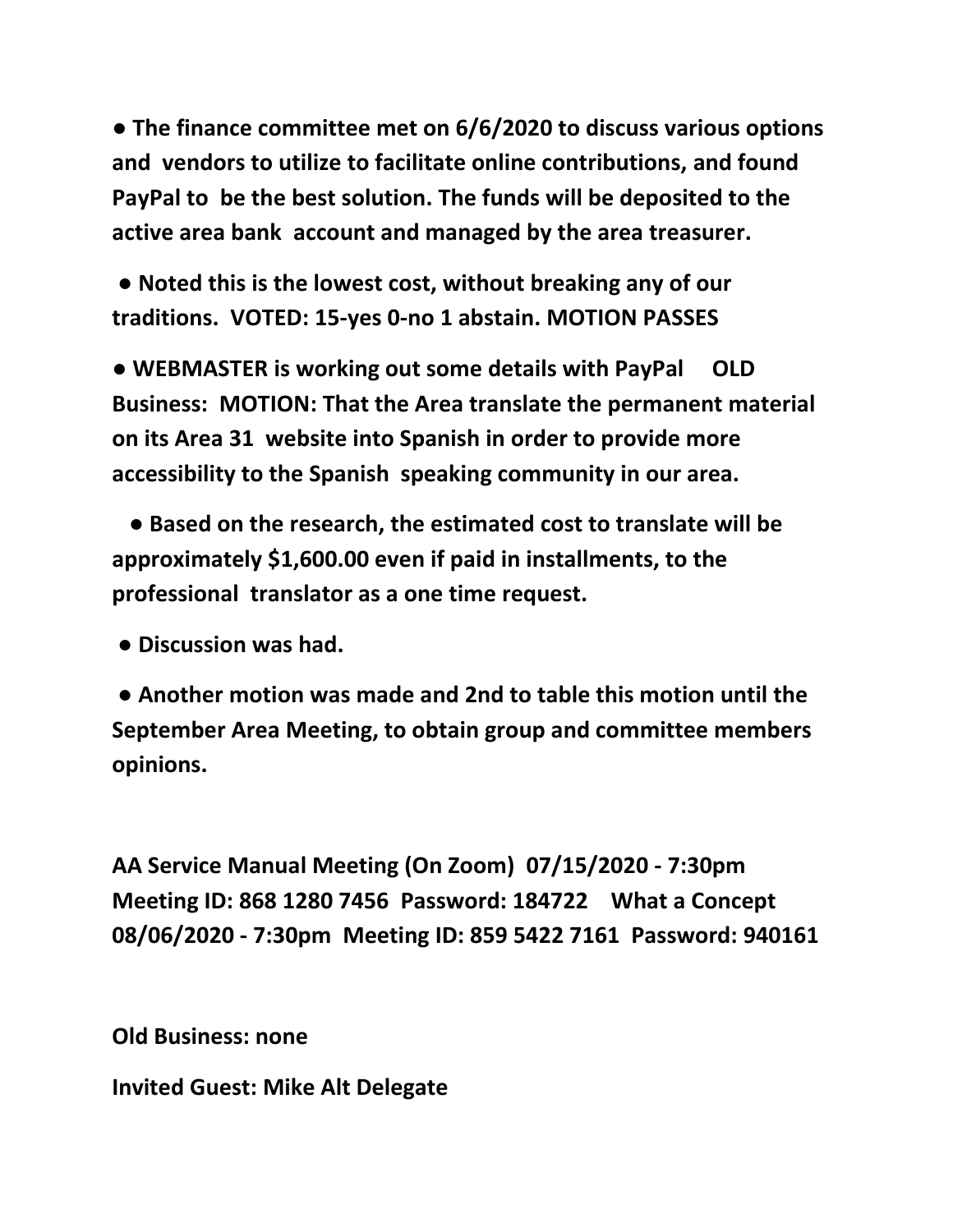**● The finance committee met on 6/6/2020 to discuss various options and vendors to utilize to facilitate online contributions, and found PayPal to be the best solution. The funds will be deposited to the active area bank account and managed by the area treasurer.**

**● Noted this is the lowest cost, without breaking any of our traditions. VOTED: 15-yes 0-no 1 abstain. MOTION PASSES**

**● WEBMASTER is working out some details with PayPal OLD Business: MOTION: That the Area translate the permanent material on its Area 31 website into Spanish in order to provide more accessibility to the Spanish speaking community in our area.**

**● Based on the research, the estimated cost to translate will be approximately $1,600.00 even if paid in installments, to the professional translator as a one time request.**

**● Discussion was had.**

**● Another motion was made and 2nd to table this motion until the September Area Meeting, to obtain group and committee members opinions.**

**AA Service Manual Meeting (On Zoom) 07/15/2020 - 7:30pm Meeting ID: 868 1280 7456 Password: 184722 What a Concept 08/06/2020 - 7:30pm Meeting ID: 859 5422 7161 Password: 940161**

**Old Business: none**

**Invited Guest: Mike Alt Delegate**